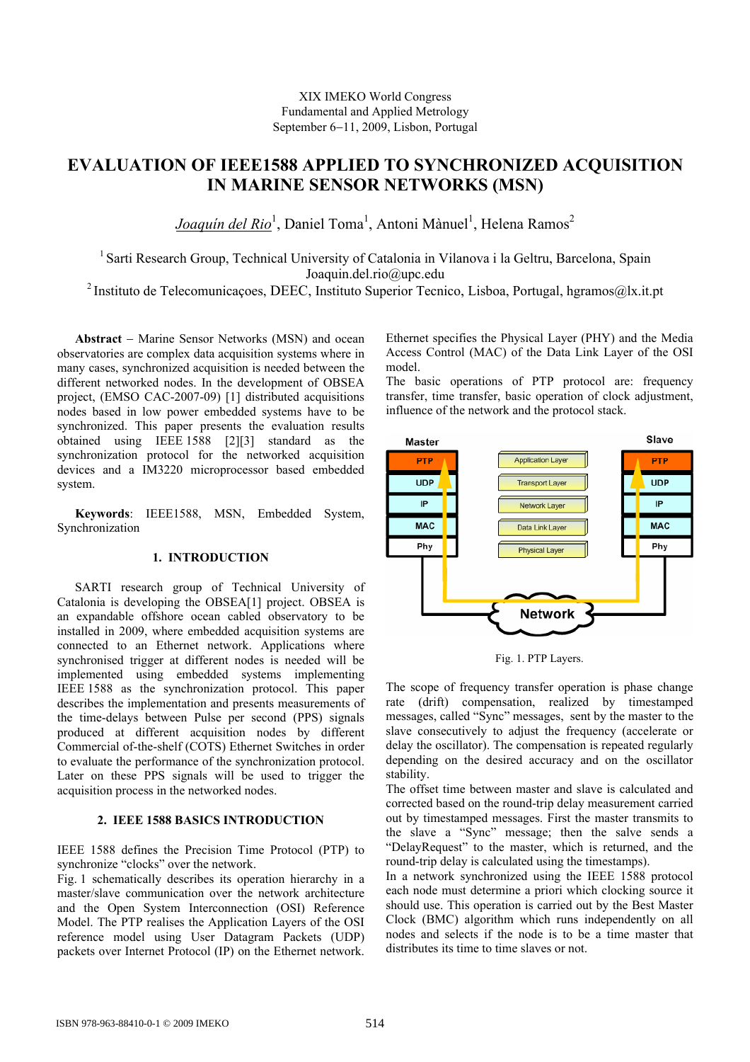XIX IMEKO World Congress
Fundamental and Applied Metrology
September 6−11, 2009, Lisbon, Portugal

# EVALUATION OF IEEE1588 APPLIED TO SYNCHRONIZED ACQUISITION IN MARINE SENSOR NETWORKS (MSN)

*Joaquín del Rio*[1], Daniel Toma[1], Antoni Mànuel[1], Helena Ramos[2]

[1] Sarti Research Group, Technical University of Catalonia in Vilanova i la Geltru, Barcelona, Spain
Joaquin.del.rio@upc.edu

[2] Instituto de Telecomunicaçoes, DEEC, Instituto Superior Tecnico, Lisboa, Portugal, hgramos@lx.it.pt

**Abstract** – Marine Sensor Networks (MSN) and ocean observatories are complex data acquisition systems where in many cases, synchronized acquisition is needed between the different networked nodes. In the development of OBSEA project, (EMSO CAC-2007-09) [1] distributed acquisitions nodes based in low power embedded systems have to be synchronized. This paper presents the evaluation results obtained using IEEE 1588 [2][3] standard as the synchronization protocol for the networked acquisition devices and a IM3220 microprocessor based embedded system.

**Keywords**: IEEE1588, MSN, Embedded System, Synchronization

## 1. INTRODUCTION

SARTI research group of Technical University of Catalonia is developing the OBSEA[1] project. OBSEA is an expandable offshore ocean cabled observatory to be installed in 2009, where embedded acquisition systems are connected to an Ethernet network. Applications where synchronised trigger at different nodes is needed will be implemented using embedded systems implementing IEEE 1588 as the synchronization protocol. This paper describes the implementation and presents measurements of the time-delays between Pulse per second (PPS) signals produced at different acquisition nodes by different Commercial of-the-shelf (COTS) Ethernet Switches in order to evaluate the performance of the synchronization protocol. Later on these PPS signals will be used to trigger the acquisition process in the networked nodes.

## 2. IEEE 1588 BASICS INTRODUCTION

IEEE 1588 defines the Precision Time Protocol (PTP) to synchronize "clocks" over the network.

Fig. 1 schematically describes its operation hierarchy in a master/slave communication over the network architecture and the Open System Interconnection (OSI) Reference Model. The PTP realises the Application Layers of the OSI reference model using User Datagram Packets (UDP) packets over Internet Protocol (IP) on the Ethernet network. Ethernet specifies the Physical Layer (PHY) and the Media Access Control (MAC) of the Data Link Layer of the OSI model.

The basic operations of PTP protocol are: frequency transfer, time transfer, basic operation of clock adjustment, influence of the network and the protocol stack.

Fig. 1. PTP Layers.

The scope of frequency transfer operation is phase change rate (drift) compensation, realized by timestamped messages, called "Sync" messages, sent by the master to the slave consecutively to adjust the frequency (accelerate or delay the oscillator). The compensation is repeated regularly depending on the desired accuracy and on the oscillator stability.

The offset time between master and slave is calculated and corrected based on the round-trip delay measurement carried out by timestamped messages. First the master transmits to the slave a "Sync" message; then the salve sends a "DelayRequest" to the master, which is returned, and the round-trip delay is calculated using the timestamps).

In a network synchronized using the IEEE 1588 protocol each node must determine a priori which clocking source it should use. This operation is carried out by the Best Master Clock (BMC) algorithm which runs independently on all nodes and selects if the node is to be a time master that distributes its time to time slaves or not.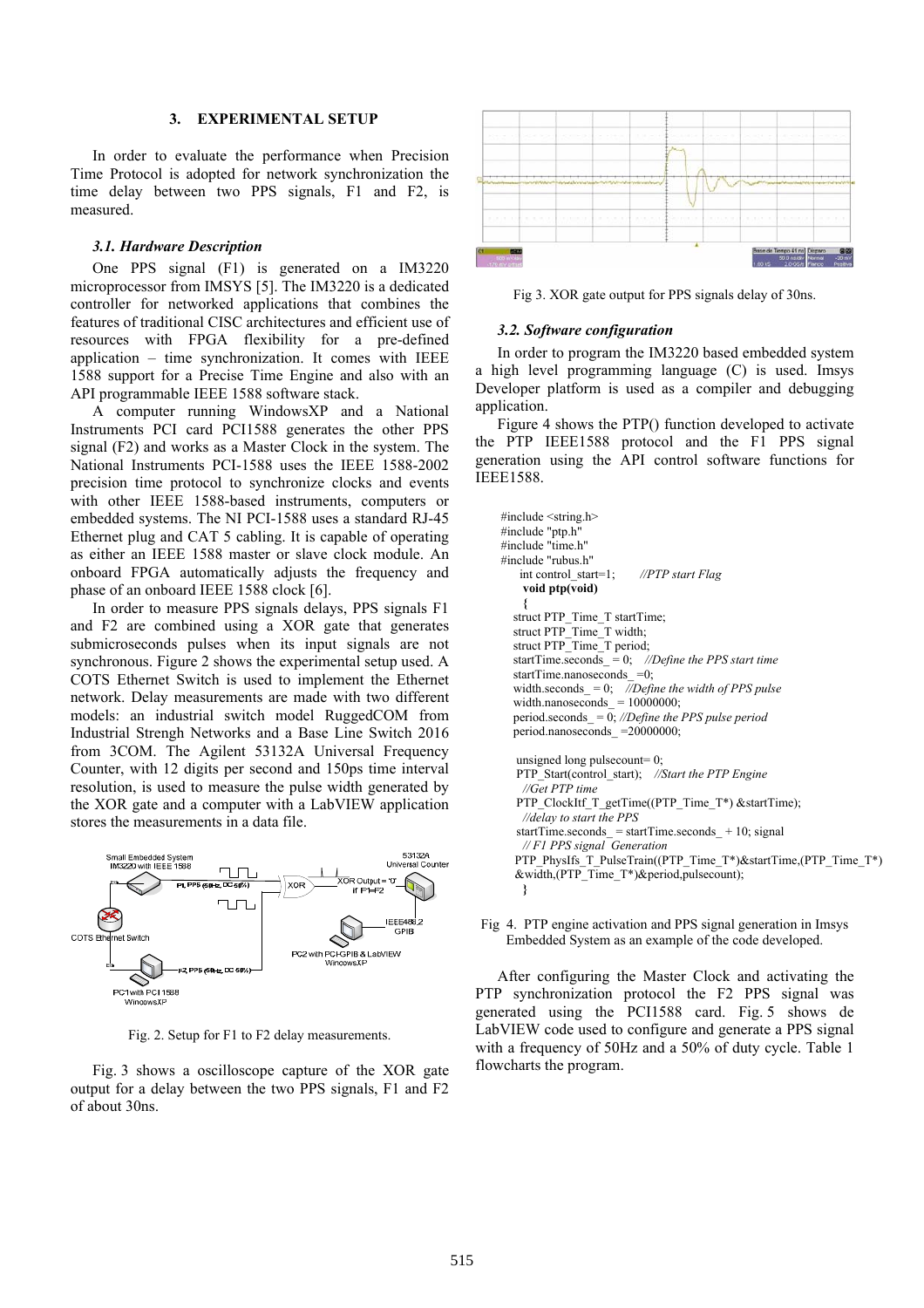## 3. EXPERIMENTAL SETUP

In order to evaluate the performance when Precision Time Protocol is adopted for network synchronization the time delay between two PPS signals, F1 and F2, is measured.

### 3.1. Hardware Description

One PPS signal (F1) is generated on a IM3220 microprocessor from IMSYS [5]. The IM3220 is a dedicated controller for networked applications that combines the features of traditional CISC architectures and efficient use of resources with FPGA flexibility for a pre-defined application – time synchronization. It comes with IEEE 1588 support for a Precise Time Engine and also with an API programmable IEEE 1588 software stack.

A computer running WindowsXP and a National Instruments PCI card PCI1588 generates the other PPS signal (F2) and works as a Master Clock in the system. The National Instruments PCI-1588 uses the IEEE 1588-2002 precision time protocol to synchronize clocks and events with other IEEE 1588-based instruments, computers or embedded systems. The NI PCI-1588 uses a standard RJ-45 Ethernet plug and CAT 5 cabling. It is capable of operating as either an IEEE 1588 master or slave clock module. An onboard FPGA automatically adjusts the frequency and phase of an onboard IEEE 1588 clock [6].

In order to measure PPS signals delays, PPS signals F1 and F2 are combined using a XOR gate that generates submicroseconds pulses when its input signals are not synchronous. Figure 2 shows the experimental setup used. A COTS Ethernet Switch is used to implement the Ethernet network. Delay measurements are made with two different models: an industrial switch model RuggedCOM from Industrial Strengh Networks and a Base Line Switch 2016 from 3COM. The Agilent 53132A Universal Frequency Counter, with 12 digits per second and 150ps time interval resolution, is used to measure the pulse width generated by the XOR gate and a computer with a LabVIEW application stores the measurements in a data file.

Fig. 2. Setup for F1 to F2 delay measurements.

Fig. 3 shows a oscilloscope capture of the XOR gate output for a delay between the two PPS signals, F1 and F2 of about 30ns.

Fig 3. XOR gate output for PPS signals delay of 30ns.

### 3.2. Software configuration

In order to program the IM3220 based embedded system a high level programming language (C) is used. Imsys Developer platform is used as a compiler and debugging application.

Figure 4 shows the PTP() function developed to activate the PTP IEEE1588 protocol and the F1 PPS signal generation using the API control software functions for IEEE1588.

```
#include <string.h>
#include "ptp.h"
#include "time.h"
#include "rubus.h"
    int control_start=1;        //PTP start Flag
    void ptp(void)
    {
  struct PTP_Time_T startTime;
  struct PTP_Time_T width;
  struct PTP_Time_T period;
  startTime.seconds_ = 0;    //Define the PPS start time
  startTime.nanoseconds_ =0;
  width.seconds_ = 0;    //Define the width of PPS pulse
  width.nanoseconds_ = 10000000;
  period.seconds_ = 0; //Define the PPS pulse period
  period.nanoseconds_ =20000000;

  unsigned long pulsecount= 0;
  PTP_Start(control_start);   //Start the PTP Engine
   //Get PTP time
  PTP_ClockItf_T_getTime((PTP_Time_T*) &startTime);
   //delay to start the PPS
  startTime.seconds_ = startTime.seconds_ + 10; signal
   // F1 PPS signal  Generation
  PTP_PhysIfs_T_PulseTrain((PTP_Time_T*)&startTime,(PTP_Time_T*)
  &width,(PTP_Time_T*)&period,pulsecount);
    }
```

Fig 4. PTP engine activation and PPS signal generation in Imsys Embedded System as an example of the code developed.

After configuring the Master Clock and activating the PTP synchronization protocol the F2 PPS signal was generated using the PCI1588 card. Fig. 5 shows de LabVIEW code used to configure and generate a PPS signal with a frequency of 50Hz and a 50% of duty cycle. Table 1 flowcharts the program.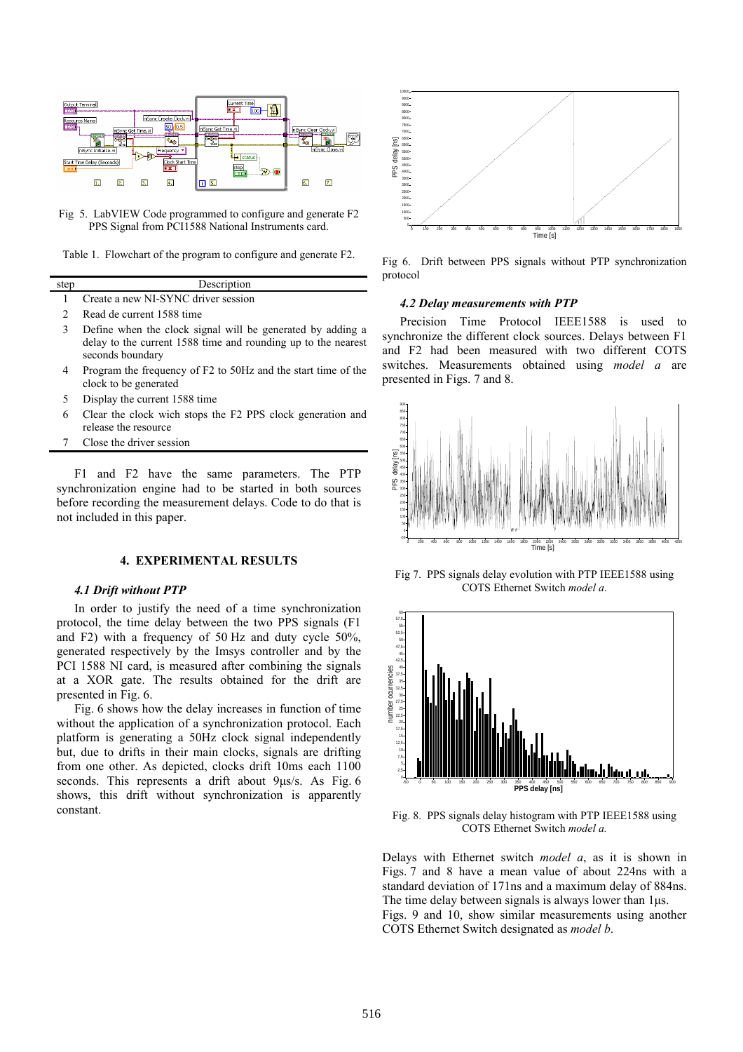Fig 5. LabVIEW Code programmed to configure and generate F2 PPS Signal from PCI1588 National Instruments card.

Table 1. Flowchart of the program to configure and generate F2.

| step | Description |
| --- | --- |
| 1 | Create a new NI-SYNC driver session |
| 2 | Read de current 1588 time |
| 3 | Define when the clock signal will be generated by adding a delay to the current 1588 time and rounding up to the nearest seconds boundary |
| 4 | Program the frequency of F2 to 50Hz and the start time of the clock to be generated |
| 5 | Display the current 1588 time |
| 6 | Clear the clock wich stops the F2 PPS clock generation and release the resource |
| 7 | Close the driver session |

F1 and F2 have the same parameters. The PTP synchronization engine had to be started in both sources before recording the measurement delays. Code to do that is not included in this paper.

## 4. EXPERIMENTAL RESULTS

### *4.1 Drift without PTP*

In order to justify the need of a time synchronization protocol, the time delay between the two PPS signals (F1 and F2) with a frequency of 50 Hz and duty cycle 50%, generated respectively by the Imsys controller and by the PCI 1588 NI card, is measured after combining the signals at a XOR gate. The results obtained for the drift are presented in Fig. 6.

Fig. 6 shows how the delay increases in function of time without the application of a synchronization protocol. Each platform is generating a 50Hz clock signal independently but, due to drifts in their main clocks, signals are drifting from one other. As depicted, clocks drift 10ms each 1100 seconds. This represents a drift about 9µs/s. As Fig. 6 shows, this drift without synchronization is apparently constant.

Fig 6. Drift between PPS signals without PTP synchronization protocol

### *4.2 Delay measurements with PTP*

Precision Time Protocol IEEE1588 is used to synchronize the different clock sources. Delays between F1 and F2 had been measured with two different COTS switches. Measurements obtained using *model a* are presented in Figs. 7 and 8.

Fig 7. PPS signals delay evolution with PTP IEEE1588 using COTS Ethernet Switch *model a*.

Fig. 8. PPS signals delay histogram with PTP IEEE1588 using COTS Ethernet Switch *model a.*

Delays with Ethernet switch *model a*, as it is shown in Figs. 7 and 8 have a mean value of about 224ns with a standard deviation of 171ns and a maximum delay of 884ns. The time delay between signals is always lower than 1µs.

Figs. 9 and 10, show similar measurements using another COTS Ethernet Switch designated as *model b*.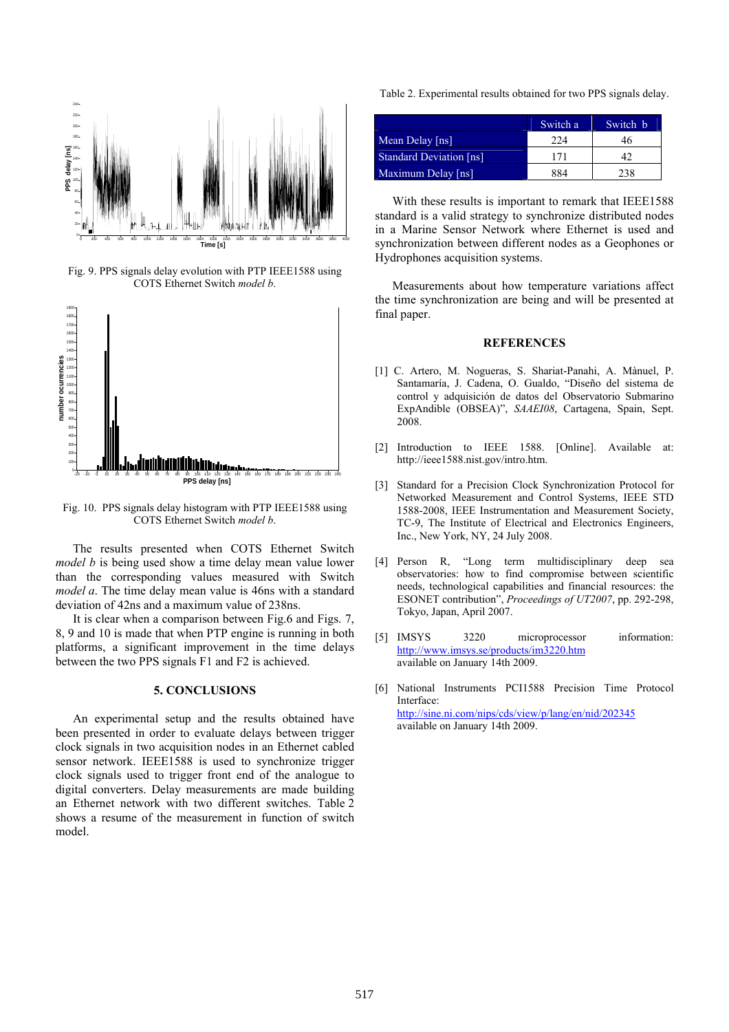PPS delay [ns]

Time [s]

Fig. 9. PPS signals delay evolution with PTP IEEE1588 using COTS Ethernet Switch *model b*.

number ocurrencies

PPS delay [ns]

Fig. 10. PPS signals delay histogram with PTP IEEE1588 using COTS Ethernet Switch *model b*.

The results presented when COTS Ethernet Switch *model b* is being used show a time delay mean value lower than the corresponding values measured with Switch *model a*. The time delay mean value is 46ns with a standard deviation of 42ns and a maximum value of 238ns.

It is clear when a comparison between Fig.6 and Figs. 7, 8, 9 and 10 is made that when PTP engine is running in both platforms, a significant improvement in the time delays between the two PPS signals F1 and F2 is achieved.

## 5. CONCLUSIONS

An experimental setup and the results obtained have been presented in order to evaluate delays between trigger clock signals in two acquisition nodes in an Ethernet cabled sensor network. IEEE1588 is used to synchronize trigger clock signals used to trigger front end of the analogue to digital converters. Delay measurements are made building an Ethernet network with two different switches. Table 2 shows a resume of the measurement in function of switch model.

Table 2. Experimental results obtained for two PPS signals delay.

| | Switch a | Switch b |
|---|---|---|
| Mean Delay [ns] | 224 | 46 |
| Standard Deviation [ns] | 171 | 42 |
| Maximum Delay [ns] | 884 | 238 |

With these results is important to remark that IEEE1588 standard is a valid strategy to synchronize distributed nodes in a Marine Sensor Network where Ethernet is used and synchronization between different nodes as a Geophones or Hydrophones acquisition systems.

Measurements about how temperature variations affect the time synchronization are being and will be presented at final paper.

## REFERENCES

[1] C. Artero, M. Nogueras, S. Shariat-Panahi, A. Mànuel, P. Santamaría, J. Cadena, O. Gualdo, "Diseño del sistema de control y adquisición de datos del Observatorio Submarino ExpAndible (OBSEA)", *SAAEI08*, Cartagena, Spain, Sept. 2008.

[2] Introduction to IEEE 1588. [Online]. Available at: http://ieee1588.nist.gov/intro.htm.

[3] Standard for a Precision Clock Synchronization Protocol for Networked Measurement and Control Systems, IEEE STD 1588-2008, IEEE Instrumentation and Measurement Society, TC-9, The Institute of Electrical and Electronics Engineers, Inc., New York, NY, 24 July 2008.

[4] Person R, "Long term multidisciplinary deep sea observatories: how to find compromise between scientific needs, technological capabilities and financial resources: the ESONET contribution", *Proceedings of UT2007*, pp. 292-298, Tokyo, Japan, April 2007.

[5] IMSYS 3220 microprocessor information: http://www.imsys.se/products/im3220.htm available on January 14th 2009.

[6] National Instruments PCI1588 Precision Time Protocol Interface: http://sine.ni.com/nips/cds/view/p/lang/en/nid/202345 available on January 14th 2009.